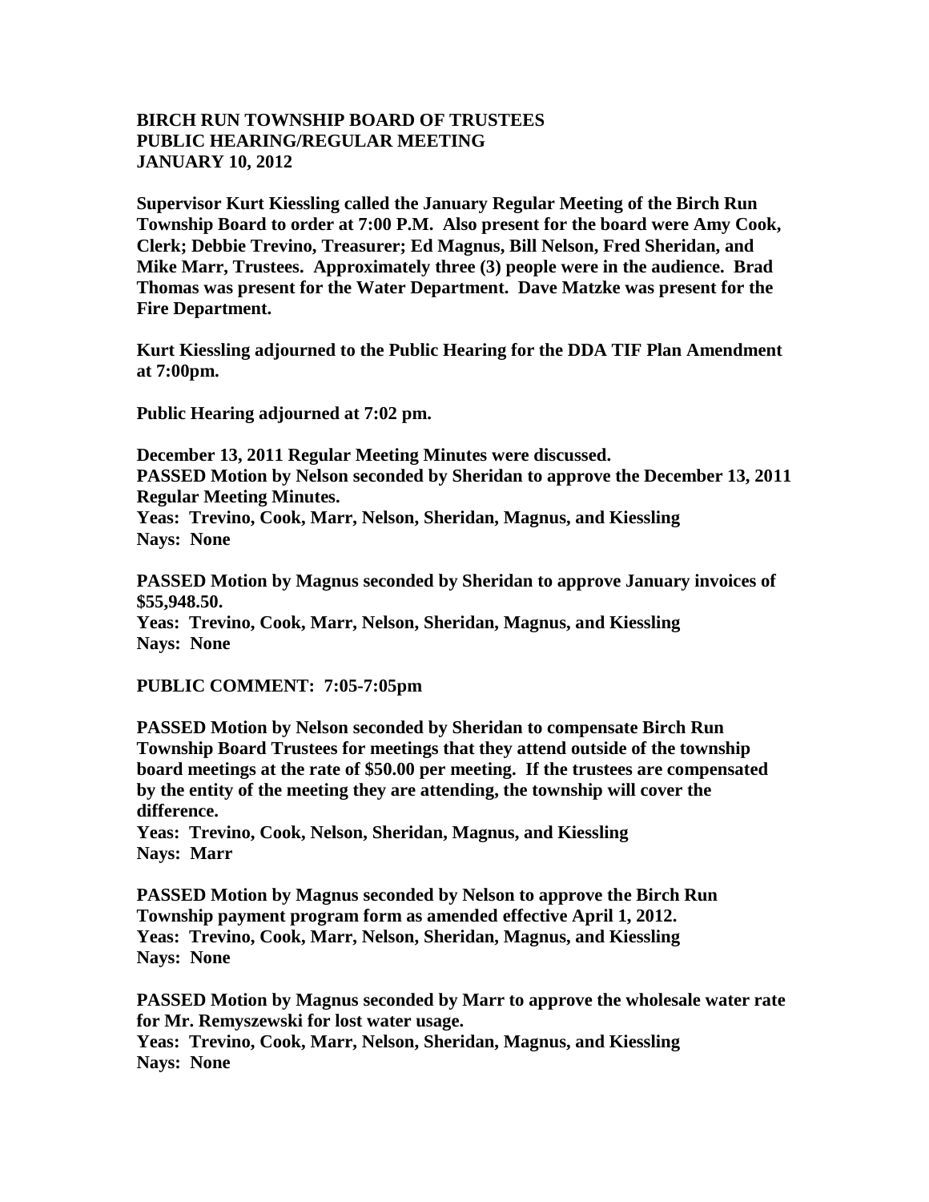**BIRCH RUN TOWNSHIP BOARD OF TRUSTEES**
**PUBLIC HEARING/REGULAR MEETING**
**JANUARY 10, 2012**

**Supervisor Kurt Kiessling called the January Regular Meeting of the Birch Run Township Board to order at 7:00 P.M. Also present for the board were Amy Cook, Clerk; Debbie Trevino, Treasurer; Ed Magnus, Bill Nelson, Fred Sheridan, and Mike Marr, Trustees. Approximately three (3) people were in the audience. Brad Thomas was present for the Water Department. Dave Matzke was present for the Fire Department.**

**Kurt Kiessling adjourned to the Public Hearing for the DDA TIF Plan Amendment at 7:00pm.**

**Public Hearing adjourned at 7:02 pm.**

**December 13, 2011 Regular Meeting Minutes were discussed.**
**PASSED Motion by Nelson seconded by Sheridan to approve the December 13, 2011 Regular Meeting Minutes.**
**Yeas: Trevino, Cook, Marr, Nelson, Sheridan, Magnus, and Kiessling**
**Nays: None**

**PASSED Motion by Magnus seconded by Sheridan to approve January invoices of $55,948.50.**
**Yeas: Trevino, Cook, Marr, Nelson, Sheridan, Magnus, and Kiessling**
**Nays: None**

**PUBLIC COMMENT: 7:05-7:05pm**

**PASSED Motion by Nelson seconded by Sheridan to compensate Birch Run Township Board Trustees for meetings that they attend outside of the township board meetings at the rate of $50.00 per meeting. If the trustees are compensated by the entity of the meeting they are attending, the township will cover the difference.**
**Yeas: Trevino, Cook, Nelson, Sheridan, Magnus, and Kiessling**
**Nays: Marr**

**PASSED Motion by Magnus seconded by Nelson to approve the Birch Run Township payment program form as amended effective April 1, 2012.**
**Yeas: Trevino, Cook, Marr, Nelson, Sheridan, Magnus, and Kiessling**
**Nays: None**

**PASSED Motion by Magnus seconded by Marr to approve the wholesale water rate for Mr. Remyszewski for lost water usage.**
**Yeas: Trevino, Cook, Marr, Nelson, Sheridan, Magnus, and Kiessling**
**Nays: None**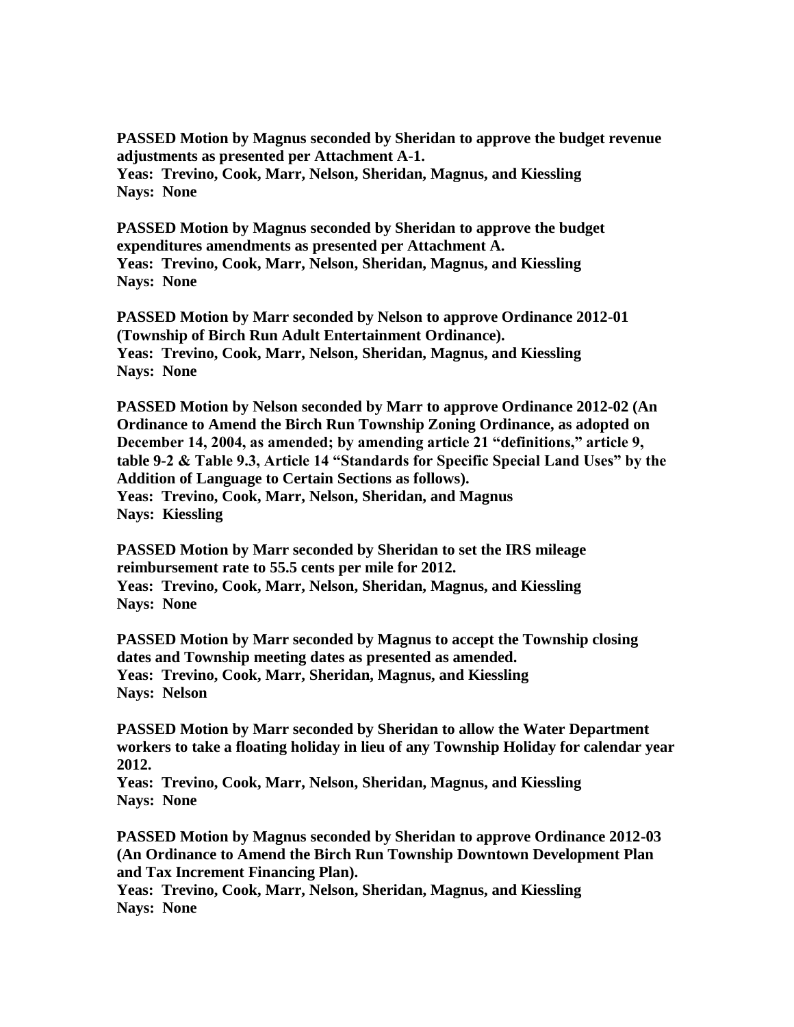**PASSED Motion by Magnus seconded by Sheridan to approve the budget revenue adjustments as presented per Attachment A-1.**
**Yeas: Trevino, Cook, Marr, Nelson, Sheridan, Magnus, and Kiessling**
**Nays: None**

**PASSED Motion by Magnus seconded by Sheridan to approve the budget expenditures amendments as presented per Attachment A.**
**Yeas: Trevino, Cook, Marr, Nelson, Sheridan, Magnus, and Kiessling**
**Nays: None**

**PASSED Motion by Marr seconded by Nelson to approve Ordinance 2012-01 (Township of Birch Run Adult Entertainment Ordinance).**
**Yeas: Trevino, Cook, Marr, Nelson, Sheridan, Magnus, and Kiessling**
**Nays: None**

**PASSED Motion by Nelson seconded by Marr to approve Ordinance 2012-02 (An Ordinance to Amend the Birch Run Township Zoning Ordinance, as adopted on December 14, 2004, as amended; by amending article 21 "definitions," article 9, table 9-2 & Table 9.3, Article 14 "Standards for Specific Special Land Uses" by the Addition of Language to Certain Sections as follows).**
**Yeas: Trevino, Cook, Marr, Nelson, Sheridan, and Magnus**
**Nays: Kiessling**

**PASSED Motion by Marr seconded by Sheridan to set the IRS mileage reimbursement rate to 55.5 cents per mile for 2012.**
**Yeas: Trevino, Cook, Marr, Nelson, Sheridan, Magnus, and Kiessling**
**Nays: None**

**PASSED Motion by Marr seconded by Magnus to accept the Township closing dates and Township meeting dates as presented as amended.**
**Yeas: Trevino, Cook, Marr, Sheridan, Magnus, and Kiessling**
**Nays: Nelson**

**PASSED Motion by Marr seconded by Sheridan to allow the Water Department workers to take a floating holiday in lieu of any Township Holiday for calendar year 2012.**
**Yeas: Trevino, Cook, Marr, Nelson, Sheridan, Magnus, and Kiessling**
**Nays: None**

**PASSED Motion by Magnus seconded by Sheridan to approve Ordinance 2012-03 (An Ordinance to Amend the Birch Run Township Downtown Development Plan and Tax Increment Financing Plan).**
**Yeas: Trevino, Cook, Marr, Nelson, Sheridan, Magnus, and Kiessling**
**Nays: None**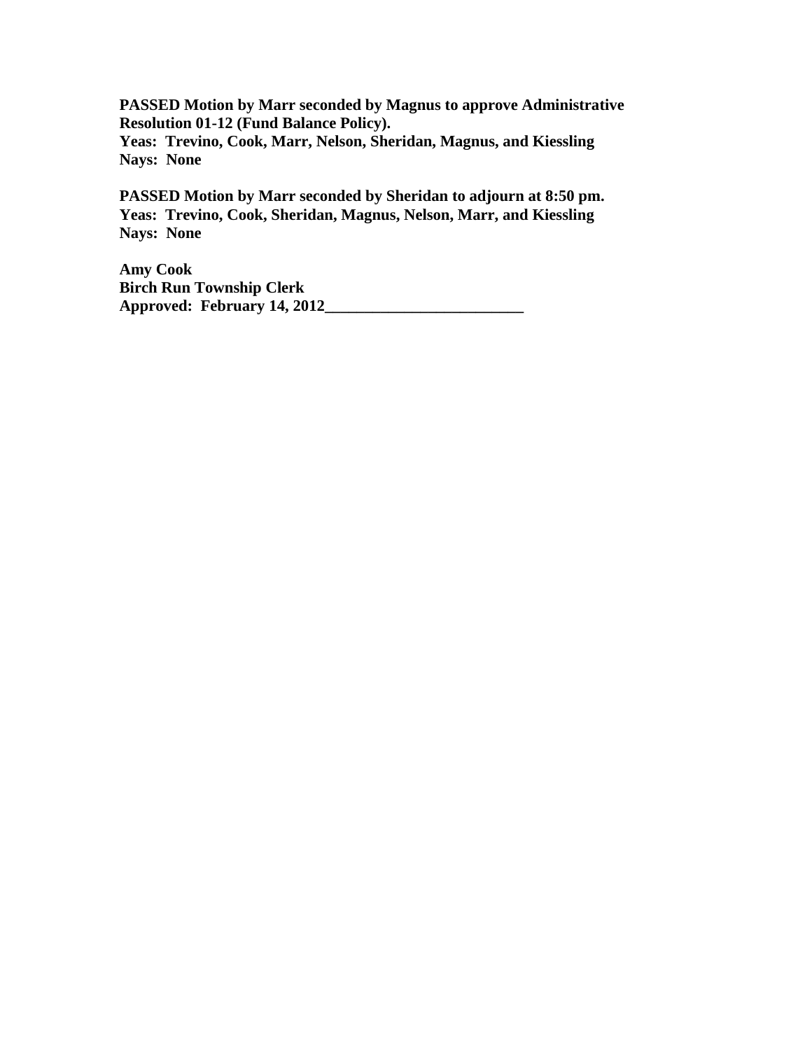**PASSED Motion by Marr seconded by Magnus to approve Administrative Resolution 01-12 (Fund Balance Policy).**
**Yeas: Trevino, Cook, Marr, Nelson, Sheridan, Magnus, and Kiessling**
**Nays: None**

**PASSED Motion by Marr seconded by Sheridan to adjourn at 8:50 pm.**
**Yeas: Trevino, Cook, Sheridan, Magnus, Nelson, Marr, and Kiessling**
**Nays: None**

**Amy Cook**
**Birch Run Township Clerk**
**Approved: February 14, 2012_________________________**